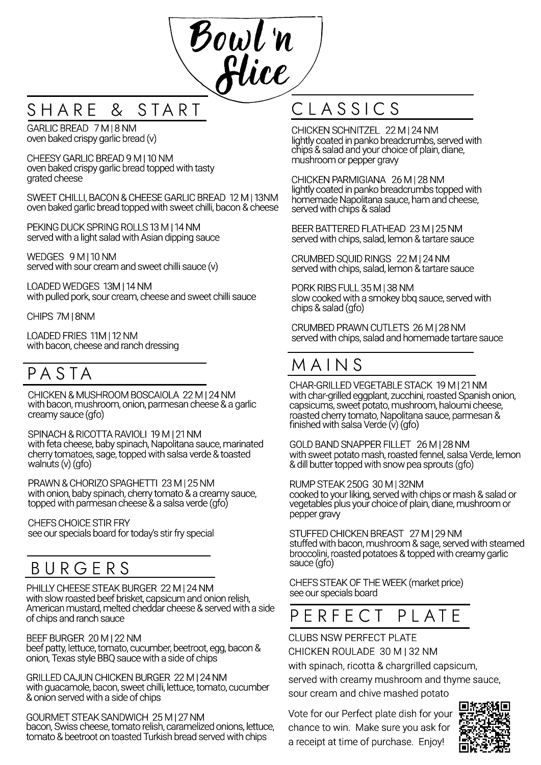# Bowl 'n Slice

## SHARE & START

GARLIC BREAD 7 M | 8 NM
oven baked crispy garlic bread (v)

CHEESY GARLIC BREAD 9 M | 10 NM
oven baked crispy garlic bread topped with tasty grated cheese

SWEET CHILLI, BACON & CHEESE GARLIC BREAD 12 M | 13NM
oven baked garlic bread topped with sweet chilli, bacon & cheese

PEKING DUCK SPRING ROLLS 13 M | 14 NM
served with a light salad with Asian dipping sauce

WEDGES 9 M | 10 NM
served with sour cream and sweet chilli sauce (v)

LOADED WEDGES 13M | 14 NM
with pulled pork, sour cream, cheese and sweet chilli sauce

CHIPS 7M | 8NM

LOADED FRIES 11M | 12 NM
with bacon, cheese and ranch dressing

## PASTA

CHICKEN & MUSHROOM BOSCAIOLA 22 M | 24 NM
with bacon, mushroom, onion, parmesan cheese & a garlic creamy sauce (gfo)

SPINACH & RICOTTA RAVIOLI 19 M | 21 NM
with feta cheese, baby spinach, Napolitana sauce, marinated cherry tomatoes, sage, topped with salsa verde & toasted walnuts (v) (gfo)

PRAWN & CHORIZO SPAGHETTI 23 M | 25 NM
with onion, baby spinach, cherry tomato & a creamy sauce, topped with parmesan cheese & a salsa verde (gfo)

CHEFS CHOICE STIR FRY
see our specials board for today's stir fry special

## BURGERS

PHILLY CHEESE STEAK BURGER 22 M | 24 NM
with slow roasted beef brisket, capsicum and onion relish, American mustard, melted cheddar cheese & served with a side of chips and ranch sauce

BEEF BURGER 20 M | 22 NM
beef patty, lettuce, tomato, cucumber, beetroot, egg, bacon & onion, Texas style BBQ sauce with a side of chips

GRILLED CAJUN CHICKEN BURGER 22 M | 24 NM
with guacamole, bacon, sweet chilli, lettuce, tomato, cucumber & onion served with a side of chips

GOURMET STEAK SANDWICH 25 M | 27 NM
bacon, Swiss cheese, tomato relish, caramelized onions, lettuce, tomato & beetroot on toasted Turkish bread served with chips

## CLASSICS

CHICKEN SCHNITZEL 22 M | 24 NM
lightly coated in panko breadcrumbs, served with chips & salad and your choice of plain, diane, mushroom or pepper gravy

CHICKEN PARMIGIANA 26 M | 28 NM
lightly coated in panko breadcrumbs topped with homemade Napolitana sauce, ham and cheese, served with chips & salad

BEER BATTERED FLATHEAD 23 M | 25 NM
served with chips, salad, lemon & tartare sauce

CRUMBED SQUID RINGS 22 M | 24 NM
served with chips, salad, lemon & tartare sauce

PORK RIBS FULL 35 M | 38 NM
slow cooked with a smokey bbq sauce, served with chips & salad (gfo)

CRUMBED PRAWN CUTLETS 26 M | 28 NM
served with chips, salad and homemade tartare sauce

## MAINS

CHAR-GRILLED VEGETABLE STACK 19 M | 21 NM
with char-grilled eggplant, zucchini, roasted Spanish onion, capsicums, sweet potato, mushroom, haloumi cheese, roasted cherry tomato, Napolitana sauce, parmesan & finished with salsa Verde (v) (gfo)

GOLD BAND SNAPPER FILLET 26 M | 28 NM
with sweet potato mash, roasted fennel, salsa Verde, lemon & dill butter topped with snow pea sprouts (gfo)

RUMP STEAK 250G 30 M | 32NM
cooked to your liking, served with chips or mash & salad or vegetables plus your choice of plain, diane, mushroom or pepper gravy

STUFFED CHICKEN BREAST 27 M | 29 NM
stuffed with bacon, mushroom & sage, served with steamed broccolini, roasted potatoes & topped with creamy garlic sauce (gfo)

CHEFS STEAK OF THE WEEK (market price)
see our specials board

## PERFECT PLATE

CLUBS NSW PERFECT PLATE
CHICKEN ROULADE 30 M | 32 NM
with spinach, ricotta & chargrilled capsicum, served with creamy mushroom and thyme sauce, sour cream and chive mashed potato

Vote for our Perfect plate dish for your chance to win. Make sure you ask for a receipt at time of purchase. Enjoy!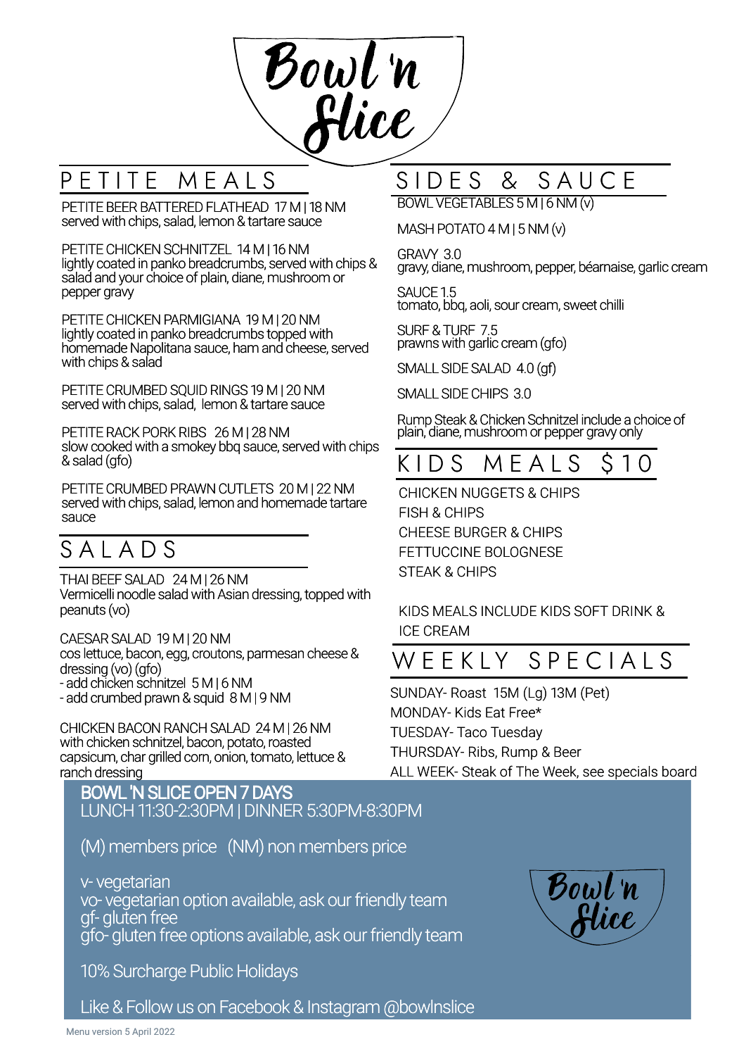# Bowl 'n Slice

## PETITE MEALS

PETITE BEER BATTERED FLATHEAD 17 M | 18 NM
served with chips, salad, lemon & tartare sauce

PETITE CHICKEN SCHNITZEL 14 M | 16 NM
lightly coated in panko breadcrumbs, served with chips & salad and your choice of plain, diane, mushroom or pepper gravy

PETITE CHICKEN PARMIGIANA 19 M | 20 NM
lightly coated in panko breadcrumbs topped with homemade Napolitana sauce, ham and cheese, served with chips & salad

PETITE CRUMBED SQUID RINGS 19 M | 20 NM
served with chips, salad, lemon & tartare sauce

PETITE RACK PORK RIBS 26 M | 28 NM
slow cooked with a smokey bbq sauce, served with chips & salad (gfo)

PETITE CRUMBED PRAWN CUTLETS 20 M | 22 NM
served with chips, salad, lemon and homemade tartare sauce

## SALADS

THAI BEEF SALAD 24 M | 26 NM
Vermicelli noodle salad with Asian dressing, topped with peanuts (vo)

CAESAR SALAD 19 M | 20 NM
cos lettuce, bacon, egg, croutons, parmesan cheese & dressing (vo) (gfo)
- add chicken schnitzel 5 M | 6 NM
- add crumbed prawn & squid 8 M | 9 NM

CHICKEN BACON RANCH SALAD 24 M | 26 NM
with chicken schnitzel, bacon, potato, roasted capsicum, char grilled corn, onion, tomato, lettuce & ranch dressing

## SIDES & SAUCE

BOWL VEGETABLES 5 M | 6 NM (v)

MASH POTATO 4 M | 5 NM (v)

GRAVY 3.0
gravy, diane, mushroom, pepper, béarnaise, garlic cream

SAUCE 1.5
tomato, bbq, aoli, sour cream, sweet chilli

SURF & TURF 7.5
prawns with garlic cream (gfo)

SMALL SIDE SALAD 4.0 (gf)

SMALL SIDE CHIPS 3.0

Rump Steak & Chicken Schnitzel include a choice of plain, diane, mushroom or pepper gravy only

## KIDS MEALS $10

CHICKEN NUGGETS & CHIPS
FISH & CHIPS
CHEESE BURGER & CHIPS
FETTUCCINE BOLOGNESE
STEAK & CHIPS

KIDS MEALS INCLUDE KIDS SOFT DRINK & ICE CREAM

## WEEKLY SPECIALS

SUNDAY- Roast 15M (Lg) 13M (Pet)
MONDAY- Kids Eat Free*
TUESDAY- Taco Tuesday
THURSDAY- Ribs, Rump & Beer
ALL WEEK- Steak of The Week, see specials board

**BOWL 'N SLICE OPEN 7 DAYS**
LUNCH 11:30-2:30PM | DINNER 5:30PM-8:30PM

(M) members price (NM) non members price

v- vegetarian
vo- vegetarian option available, ask our friendly team
gf- gluten free
gfo- gluten free options available, ask our friendly team

10% Surcharge Public Holidays

Like & Follow us on Facebook & Instagram @bowlnslice

Bowl 'n Slice

Menu version 5 April 2022